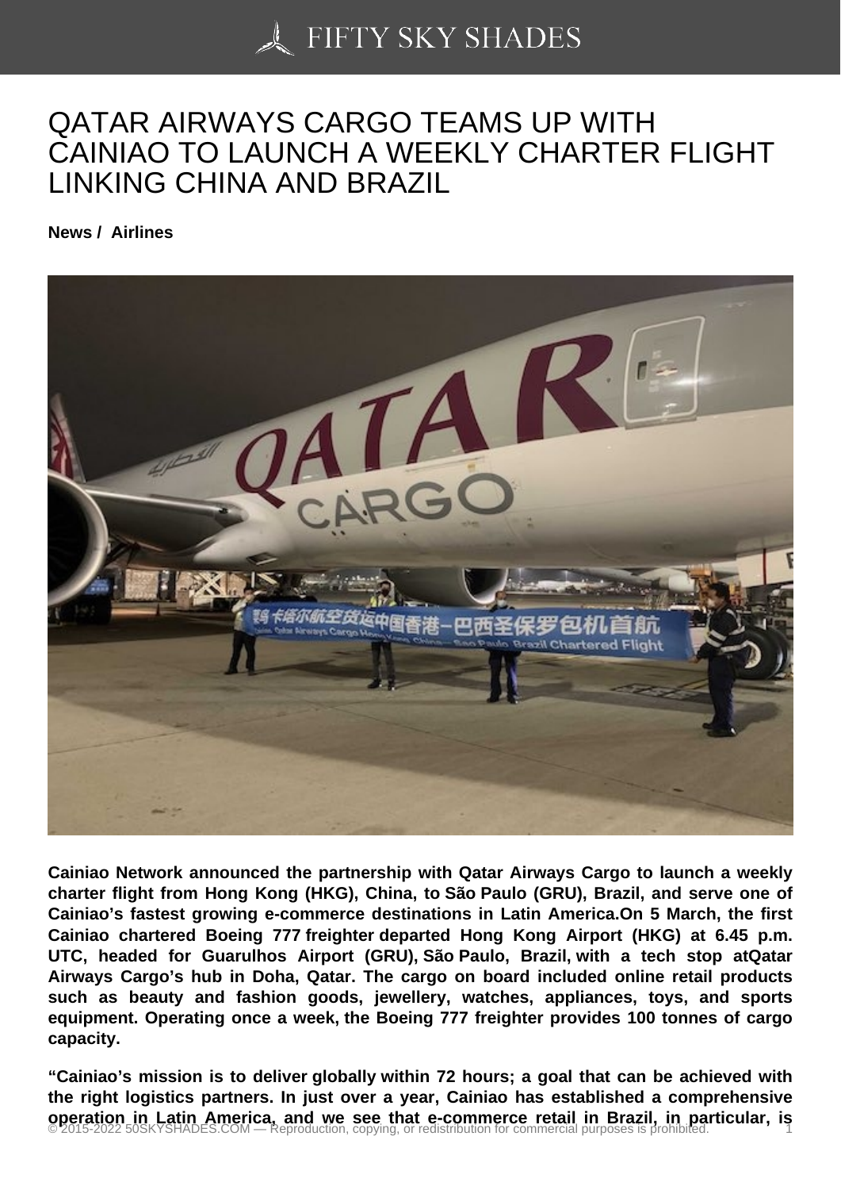# QATAR AIRWAYS CARGO TEAMS UP WITH CAINIAO TO LAUNCH A WEEKLY CHARTER FLIGHT LINKING CHINA AND BRAZIL

**News / Airlines**

**Cainiao Network announced the partnership with Qatar Airways Cargo to launch a weekly charter flight from Hong Kong (HKG), China, to São Paulo (GRU), Brazil, and serve one of Cainiao's fastest growing e-commerce destinations in Latin America.On 5 March, the first Cainiao chartered Boeing 777 freighter departed Hong Kong Airport (HKG) at 6.45 p.m. UTC, headed for Guarulhos Airport (GRU), São Paulo, Brazil, with a tech stop atQatar Airways Cargo's hub in Doha, Qatar. The cargo on board included online retail products such as beauty and fashion goods, jewellery, watches, appliances, toys, and sports equipment. Operating once a week, the Boeing 777 freighter provides 100 tonnes of cargo capacity.**

**"Cainiao's mission is to deliver globally within 72 hours; a goal that can be achieved with the right logistics partners. In just over a year, Cainiao has established a comprehensive operation in Latin America, and we see that e-commerce retail in Brazil, in particular, is**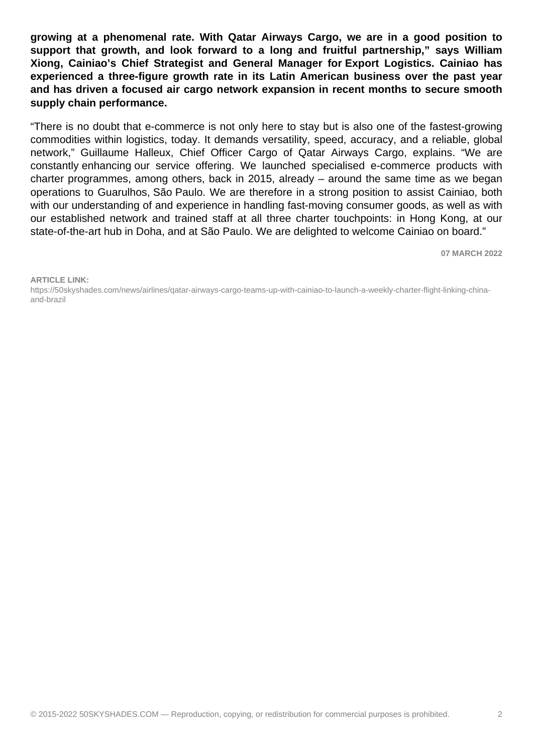**growing at a phenomenal rate. With Qatar Airways Cargo, we are in a good position to support that growth, and look forward to a long and fruitful partnership," says William Xiong, Cainiao's Chief Strategist and General Manager for Export Logistics. Cainiao has experienced a three-figure growth rate in its Latin American business over the past year and has driven a focused air cargo network expansion in recent months to secure smooth supply chain performance.**

"There is no doubt that e-commerce is not only here to stay but is also one of the fastest-growing commodities within logistics, today. It demands versatility, speed, accuracy, and a reliable, global network," Guillaume Halleux, Chief Officer Cargo of Qatar Airways Cargo, explains. "We are constantly enhancing our service offering. We launched specialised e-commerce products with charter programmes, among others, back in 2015, already – around the same time as we began operations to Guarulhos, São Paulo. We are therefore in a strong position to assist Cainiao, both with our understanding of and experience in handling fast-moving consumer goods, as well as with our established network and trained staff at all three charter touchpoints: in Hong Kong, at our state-of-the-art hub in Doha, and at São Paulo. We are delighted to welcome Cainiao on board."

**07 MARCH 2022**

**ARTICLE LINK:**
https://50skyshades.com/news/airlines/qatar-airways-cargo-teams-up-with-cainiao-to-launch-a-weekly-charter-flight-linking-china-and-brazil